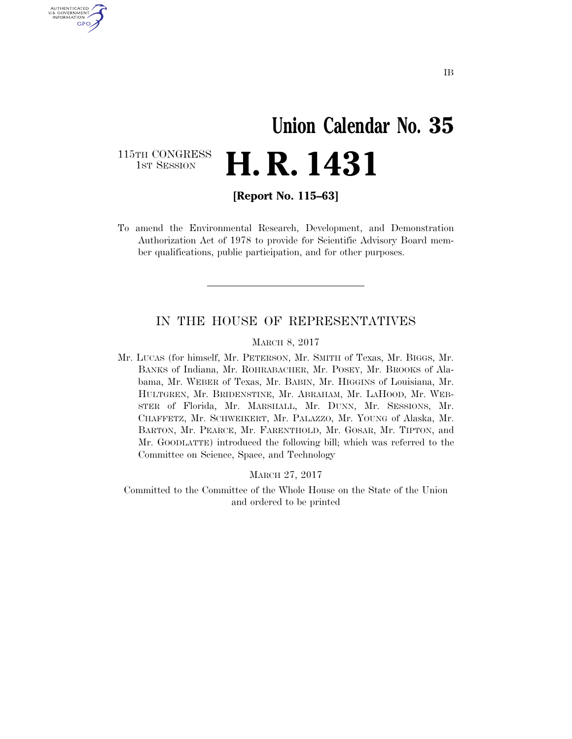IB

# Union Calendar No. 35

115TH CONGRESS
1ST SESSION

# H. R. 1431

**[Report No. 115–63]**

To amend the Environmental Research, Development, and Demonstration Authorization Act of 1978 to provide for Scientific Advisory Board member qualifications, public participation, and for other purposes.

---

## IN THE HOUSE OF REPRESENTATIVES

MARCH 8, 2017

Mr. LUCAS (for himself, Mr. PETERSON, Mr. SMITH of Texas, Mr. BIGGS, Mr. BANKS of Indiana, Mr. ROHRABACHER, Mr. POSEY, Mr. BROOKS of Alabama, Mr. WEBER of Texas, Mr. BABIN, Mr. HIGGINS of Louisiana, Mr. HULTGREN, Mr. BRIDENSTINE, Mr. ABRAHAM, Mr. LAHOOD, Mr. WEBSTER of Florida, Mr. MARSHALL, Mr. DUNN, Mr. SESSIONS, Mr. CHAFFETZ, Mr. SCHWEIKERT, Mr. PALAZZO, Mr. YOUNG of Alaska, Mr. BARTON, Mr. PEARCE, Mr. FARENTHOLD, Mr. GOSAR, Mr. TIPTON, and Mr. GOODLATTE) introduced the following bill; which was referred to the Committee on Science, Space, and Technology

MARCH 27, 2017

Committed to the Committee of the Whole House on the State of the Union and ordered to be printed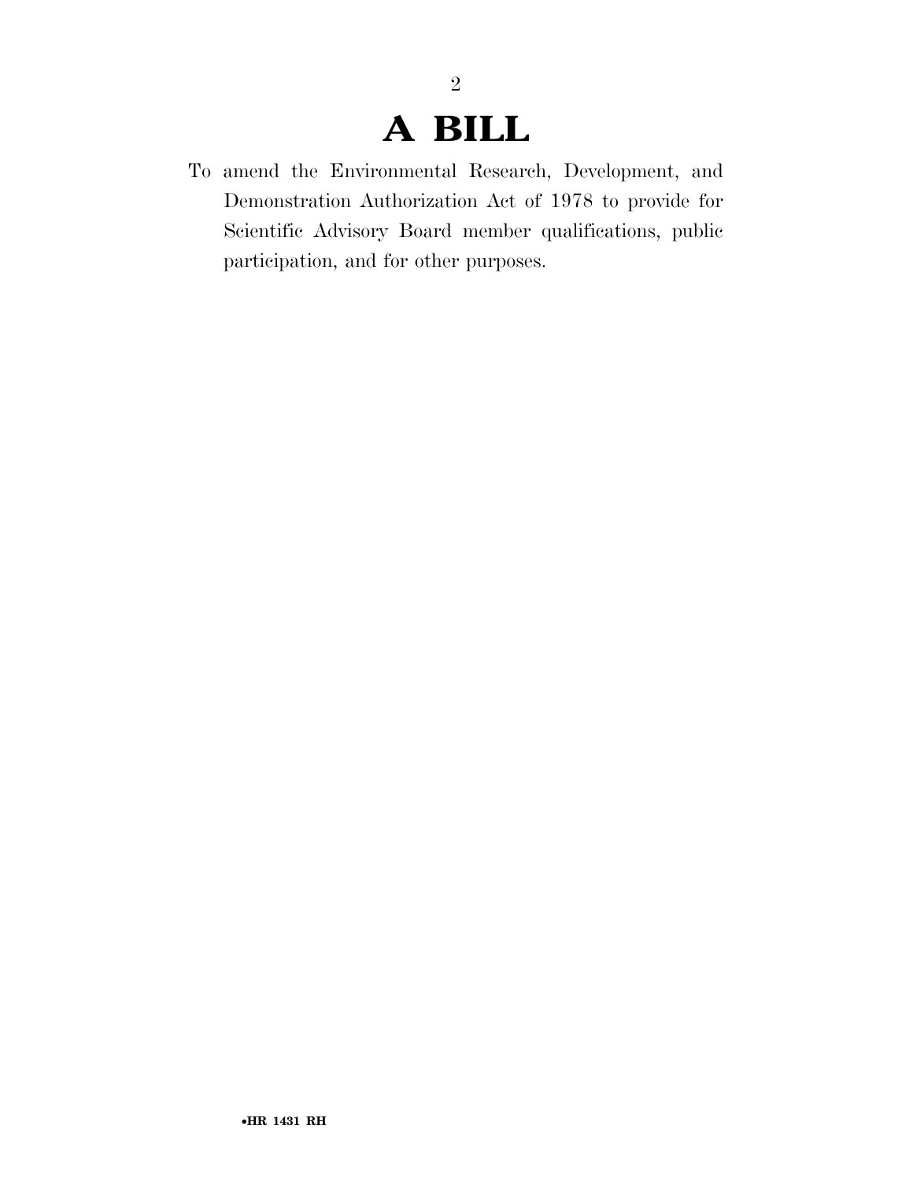# A BILL

To amend the Environmental Research, Development, and Demonstration Authorization Act of 1978 to provide for Scientific Advisory Board member qualifications, public participation, and for other purposes.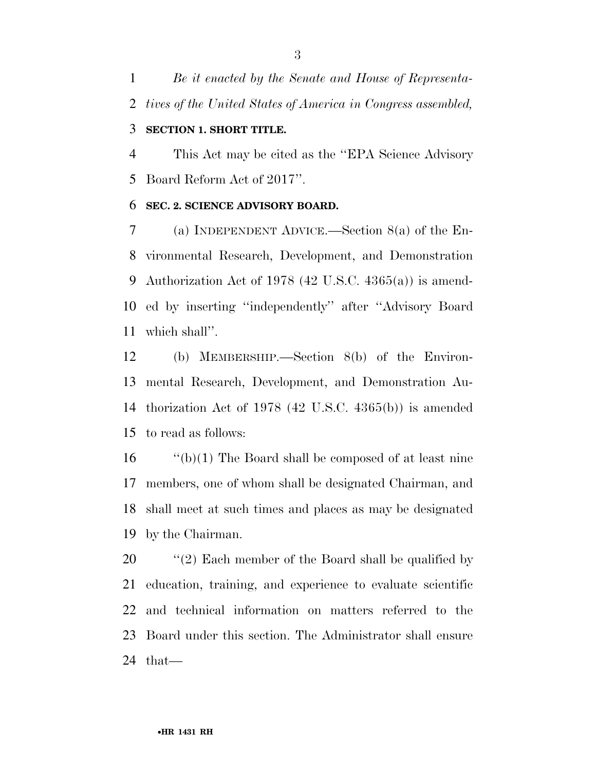*Be it enacted by the Senate and House of Representatives of the United States of America in Congress assembled,*

**SECTION 1. SHORT TITLE.**

This Act may be cited as the ''EPA Science Advisory Board Reform Act of 2017''.

**SEC. 2. SCIENCE ADVISORY BOARD.**

(a) INDEPENDENT ADVICE.—Section 8(a) of the Environmental Research, Development, and Demonstration Authorization Act of 1978 (42 U.S.C. 4365(a)) is amended by inserting ''independently'' after ''Advisory Board which shall''.

(b) MEMBERSHIP.—Section 8(b) of the Environmental Research, Development, and Demonstration Authorization Act of 1978 (42 U.S.C. 4365(b)) is amended to read as follows:

''(b)(1) The Board shall be composed of at least nine members, one of whom shall be designated Chairman, and shall meet at such times and places as may be designated by the Chairman.

''(2) Each member of the Board shall be qualified by education, training, and experience to evaluate scientific and technical information on matters referred to the Board under this section. The Administrator shall ensure that—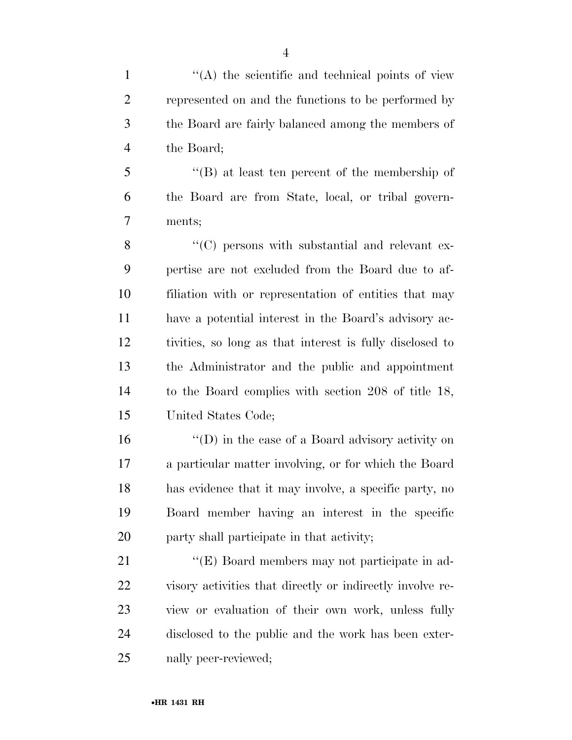''(A) the scientific and technical points of view represented on and the functions to be performed by the Board are fairly balanced among the members of the Board;

''(B) at least ten percent of the membership of the Board are from State, local, or tribal governments;

''(C) persons with substantial and relevant expertise are not excluded from the Board due to affiliation with or representation of entities that may have a potential interest in the Board's advisory activities, so long as that interest is fully disclosed to the Administrator and the public and appointment to the Board complies with section 208 of title 18, United States Code;

''(D) in the case of a Board advisory activity on a particular matter involving, or for which the Board has evidence that it may involve, a specific party, no Board member having an interest in the specific party shall participate in that activity;

''(E) Board members may not participate in advisory activities that directly or indirectly involve review or evaluation of their own work, unless fully disclosed to the public and the work has been externally peer-reviewed;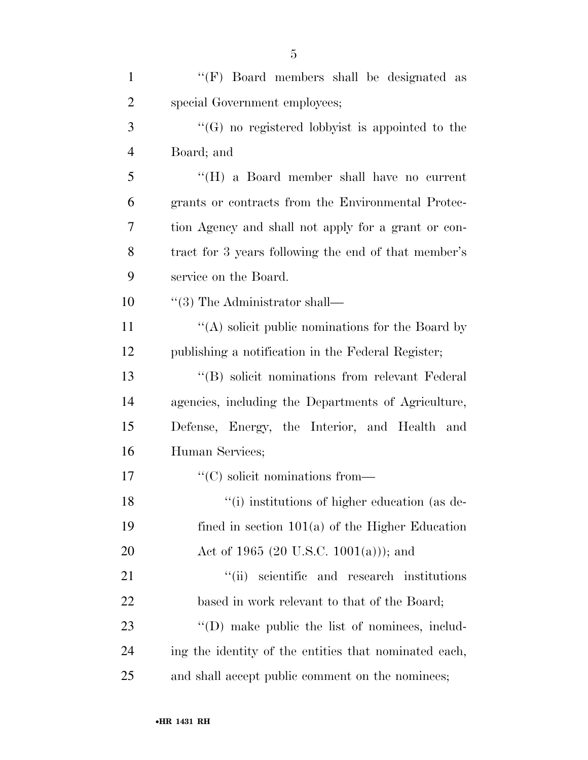''(F) Board members shall be designated as special Government employees;

''(G) no registered lobbyist is appointed to the Board; and

''(H) a Board member shall have no current grants or contracts from the Environmental Protection Agency and shall not apply for a grant or contract for 3 years following the end of that member's service on the Board.

''(3) The Administrator shall—

''(A) solicit public nominations for the Board by publishing a notification in the Federal Register;

''(B) solicit nominations from relevant Federal agencies, including the Departments of Agriculture, Defense, Energy, the Interior, and Health and Human Services;

''(C) solicit nominations from—

''(i) institutions of higher education (as defined in section 101(a) of the Higher Education Act of 1965 (20 U.S.C. 1001(a))); and

''(ii) scientific and research institutions based in work relevant to that of the Board;

''(D) make public the list of nominees, including the identity of the entities that nominated each, and shall accept public comment on the nominees;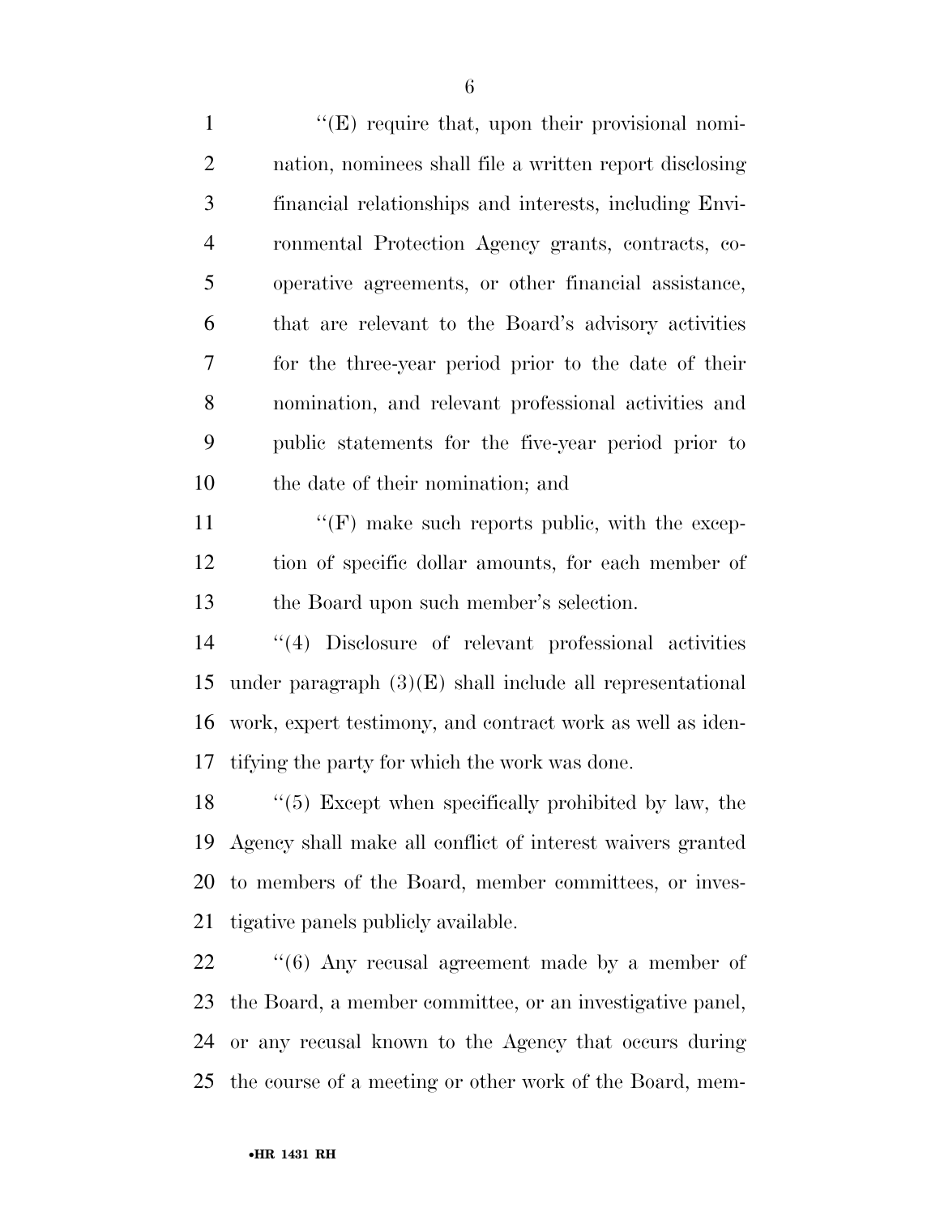''(E) require that, upon their provisional nomination, nominees shall file a written report disclosing financial relationships and interests, including Environmental Protection Agency grants, contracts, cooperative agreements, or other financial assistance, that are relevant to the Board's advisory activities for the three-year period prior to the date of their nomination, and relevant professional activities and public statements for the five-year period prior to the date of their nomination; and

''(F) make such reports public, with the exception of specific dollar amounts, for each member of the Board upon such member's selection.

''(4) Disclosure of relevant professional activities under paragraph (3)(E) shall include all representational work, expert testimony, and contract work as well as identifying the party for which the work was done.

''(5) Except when specifically prohibited by law, the Agency shall make all conflict of interest waivers granted to members of the Board, member committees, or investigative panels publicly available.

''(6) Any recusal agreement made by a member of the Board, a member committee, or an investigative panel, or any recusal known to the Agency that occurs during the course of a meeting or other work of the Board, mem-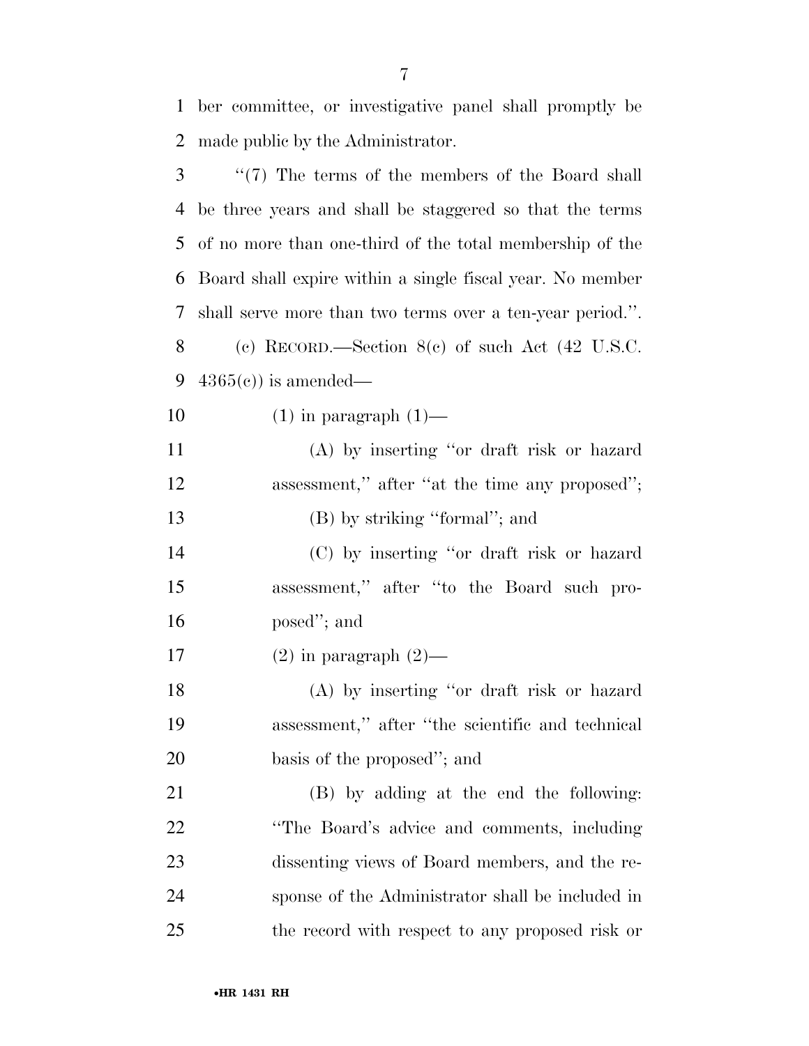ber committee, or investigative panel shall promptly be made public by the Administrator.

''(7) The terms of the members of the Board shall be three years and shall be staggered so that the terms of no more than one-third of the total membership of the Board shall expire within a single fiscal year. No member shall serve more than two terms over a ten-year period.''.

(c) RECORD.—Section 8(c) of such Act (42 U.S.C. 4365(c)) is amended—

(1) in paragraph (1)—

(A) by inserting ''or draft risk or hazard assessment,'' after ''at the time any proposed'';

(B) by striking ''formal''; and

(C) by inserting ''or draft risk or hazard assessment,'' after ''to the Board such proposed''; and

(2) in paragraph (2)—

(A) by inserting ''or draft risk or hazard assessment,'' after ''the scientific and technical basis of the proposed''; and

(B) by adding at the end the following: ''The Board's advice and comments, including dissenting views of Board members, and the response of the Administrator shall be included in the record with respect to any proposed risk or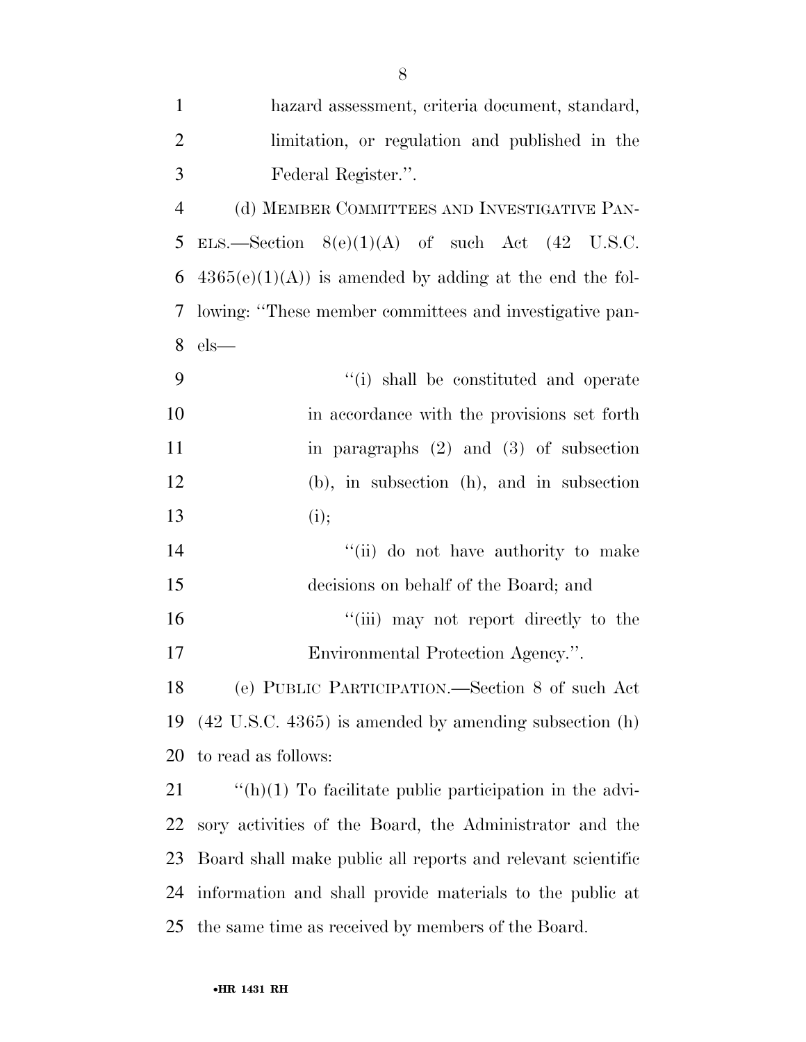hazard assessment, criteria document, standard, limitation, or regulation and published in the Federal Register.''.

(d) MEMBER COMMITTEES AND INVESTIGATIVE PANELS.—Section 8(e)(1)(A) of such Act (42 U.S.C. 4365(e)(1)(A)) is amended by adding at the end the following: ''These member committees and investigative panels—

''(i) shall be constituted and operate in accordance with the provisions set forth in paragraphs (2) and (3) of subsection (b), in subsection (h), and in subsection (i);

''(ii) do not have authority to make decisions on behalf of the Board; and

''(iii) may not report directly to the Environmental Protection Agency.''.

(e) PUBLIC PARTICIPATION.—Section 8 of such Act (42 U.S.C. 4365) is amended by amending subsection (h) to read as follows:

''(h)(1) To facilitate public participation in the advisory activities of the Board, the Administrator and the Board shall make public all reports and relevant scientific information and shall provide materials to the public at the same time as received by members of the Board.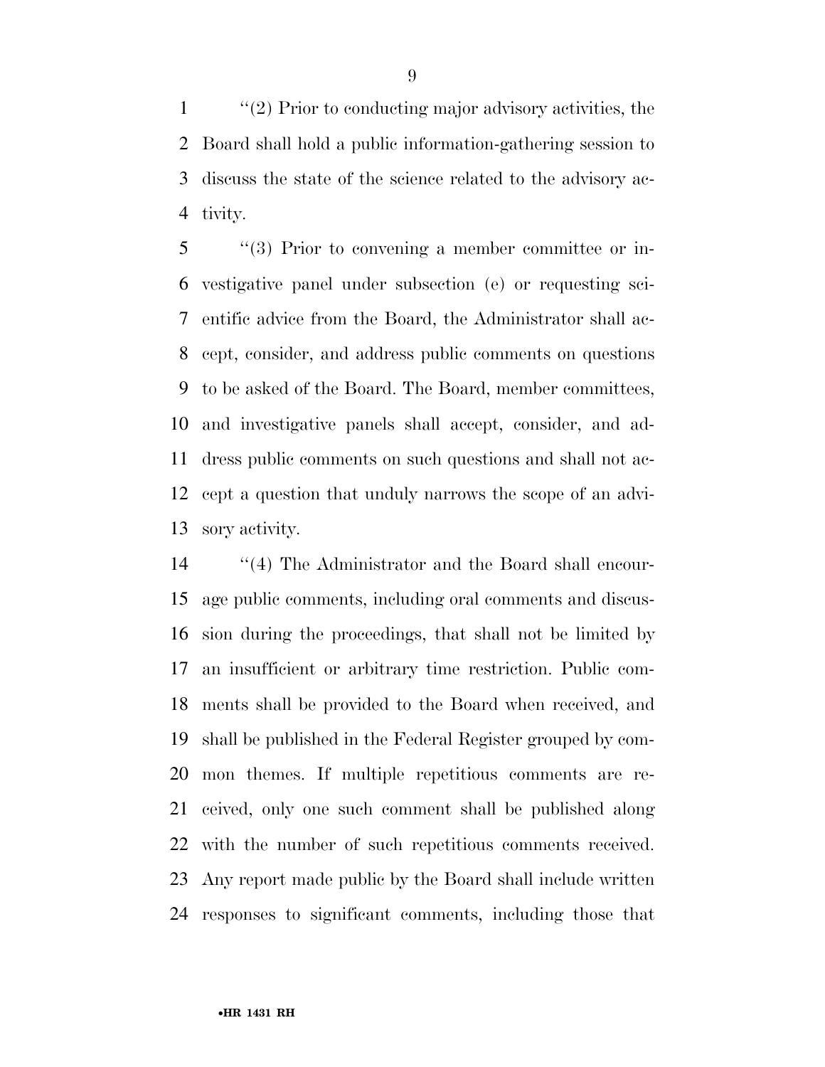''(2) Prior to conducting major advisory activities, the Board shall hold a public information-gathering session to discuss the state of the science related to the advisory activity.

''(3) Prior to convening a member committee or investigative panel under subsection (e) or requesting scientific advice from the Board, the Administrator shall accept, consider, and address public comments on questions to be asked of the Board. The Board, member committees, and investigative panels shall accept, consider, and address public comments on such questions and shall not accept a question that unduly narrows the scope of an advisory activity.

''(4) The Administrator and the Board shall encourage public comments, including oral comments and discussion during the proceedings, that shall not be limited by an insufficient or arbitrary time restriction. Public comments shall be provided to the Board when received, and shall be published in the Federal Register grouped by common themes. If multiple repetitious comments are received, only one such comment shall be published along with the number of such repetitious comments received. Any report made public by the Board shall include written responses to significant comments, including those that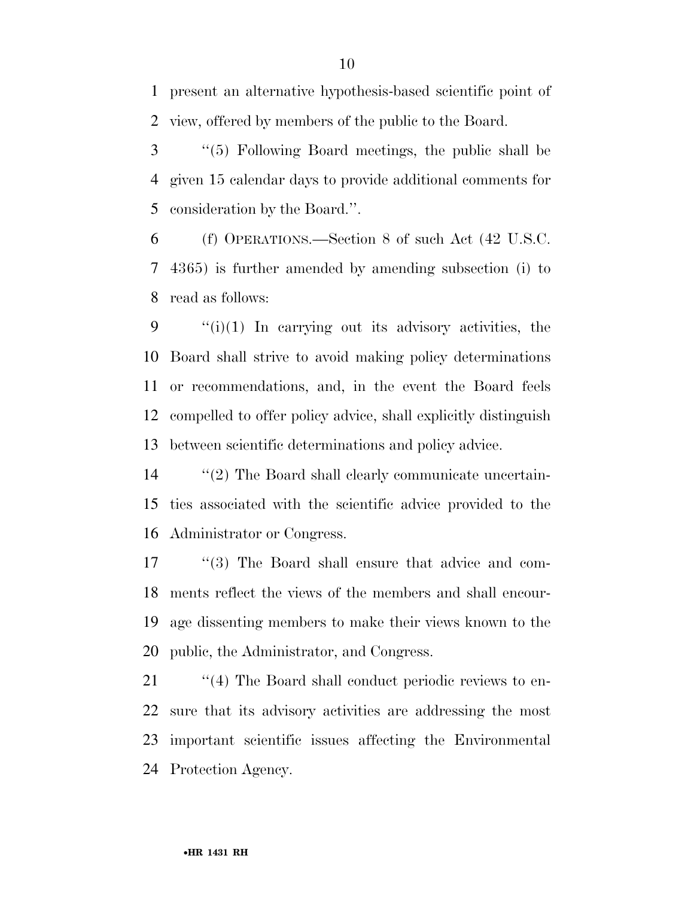present an alternative hypothesis-based scientific point of view, offered by members of the public to the Board.

''(5) Following Board meetings, the public shall be given 15 calendar days to provide additional comments for consideration by the Board.''.

(f) OPERATIONS.—Section 8 of such Act (42 U.S.C. 4365) is further amended by amending subsection (i) to read as follows:

''(i)(1) In carrying out its advisory activities, the Board shall strive to avoid making policy determinations or recommendations, and, in the event the Board feels compelled to offer policy advice, shall explicitly distinguish between scientific determinations and policy advice.

''(2) The Board shall clearly communicate uncertainties associated with the scientific advice provided to the Administrator or Congress.

''(3) The Board shall ensure that advice and comments reflect the views of the members and shall encourage dissenting members to make their views known to the public, the Administrator, and Congress.

''(4) The Board shall conduct periodic reviews to ensure that its advisory activities are addressing the most important scientific issues affecting the Environmental Protection Agency.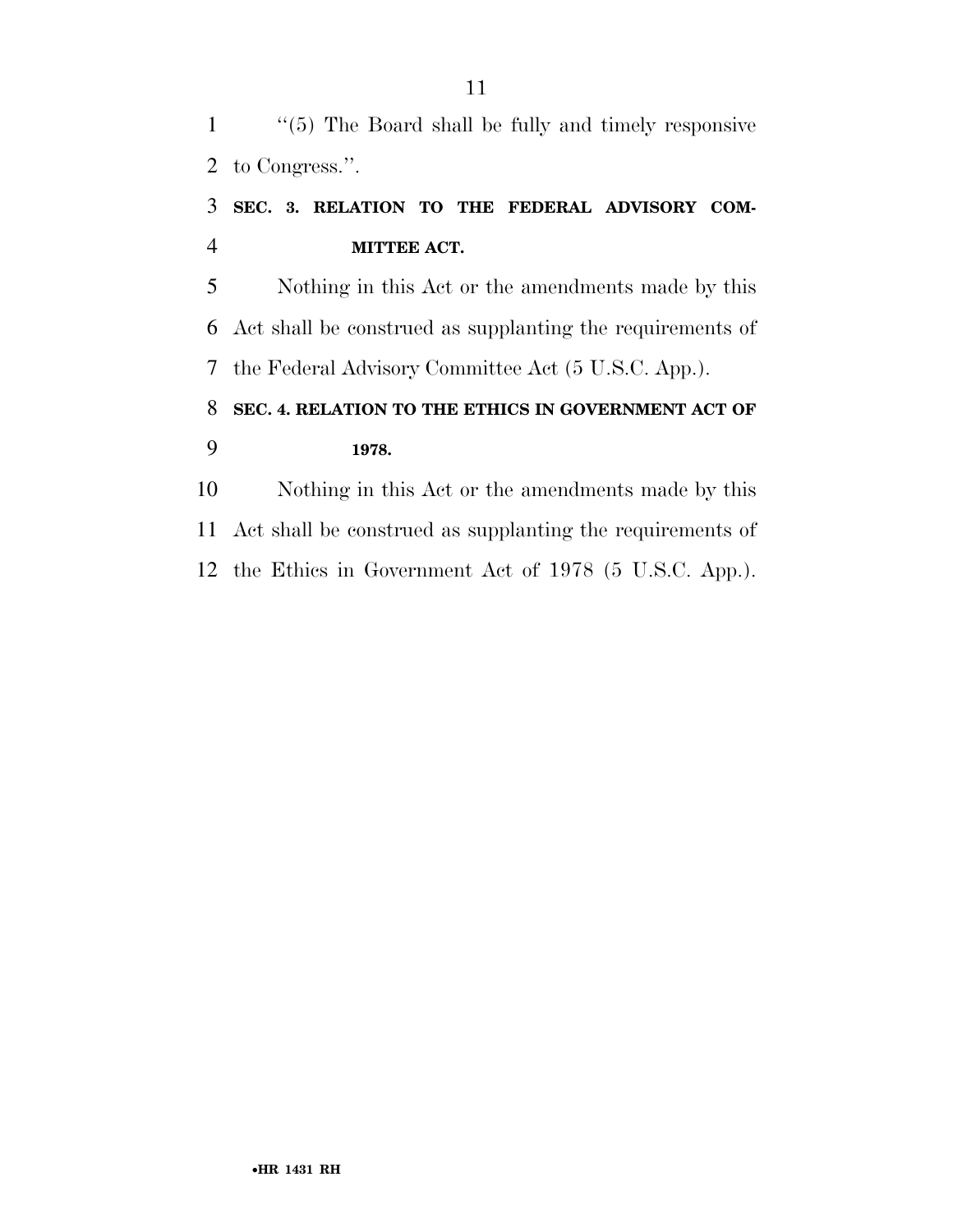"(5) The Board shall be fully and timely responsive to Congress.".

**SEC. 3. RELATION TO THE FEDERAL ADVISORY COMMITTEE ACT.**

Nothing in this Act or the amendments made by this Act shall be construed as supplanting the requirements of the Federal Advisory Committee Act (5 U.S.C. App.).

**SEC. 4. RELATION TO THE ETHICS IN GOVERNMENT ACT OF 1978.**

Nothing in this Act or the amendments made by this Act shall be construed as supplanting the requirements of the Ethics in Government Act of 1978 (5 U.S.C. App.).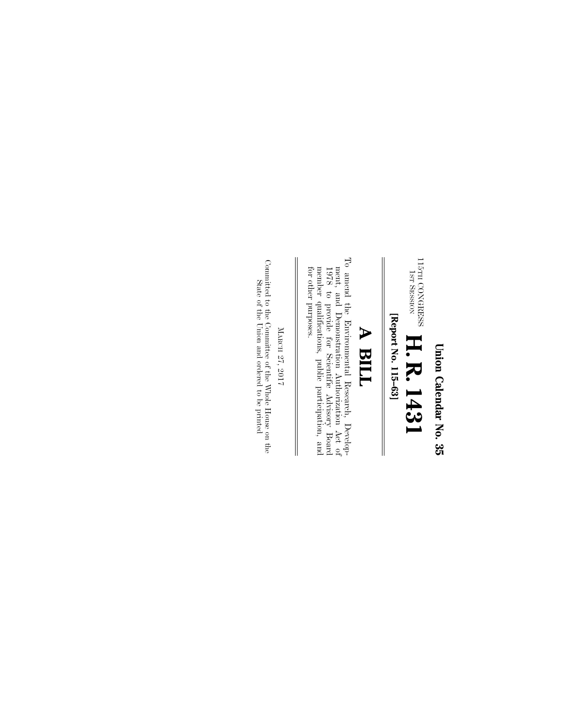Union Calendar No. 35

115TH CONGRESS
1ST SESSION

# H. R. 1431

**[Report No. 115–63]**

# A BILL

To amend the Environmental Research, Development, and Demonstration Authorization Act of 1978 to provide for Scientific Advisory Board member qualifications, public participation, and for other purposes.

MARCH 27, 2017

Committed to the Committee of the Whole House on the State of the Union and ordered to be printed